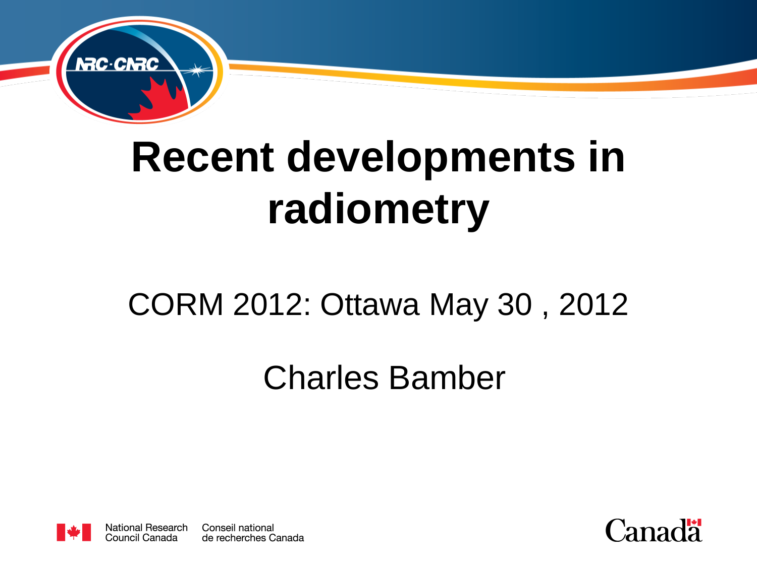# Recent developments in radiometry

CORM 2012: Ottawa May 30 , 2012

Charles Bamber

National Research Council Canada

Conseil national de recherches Canada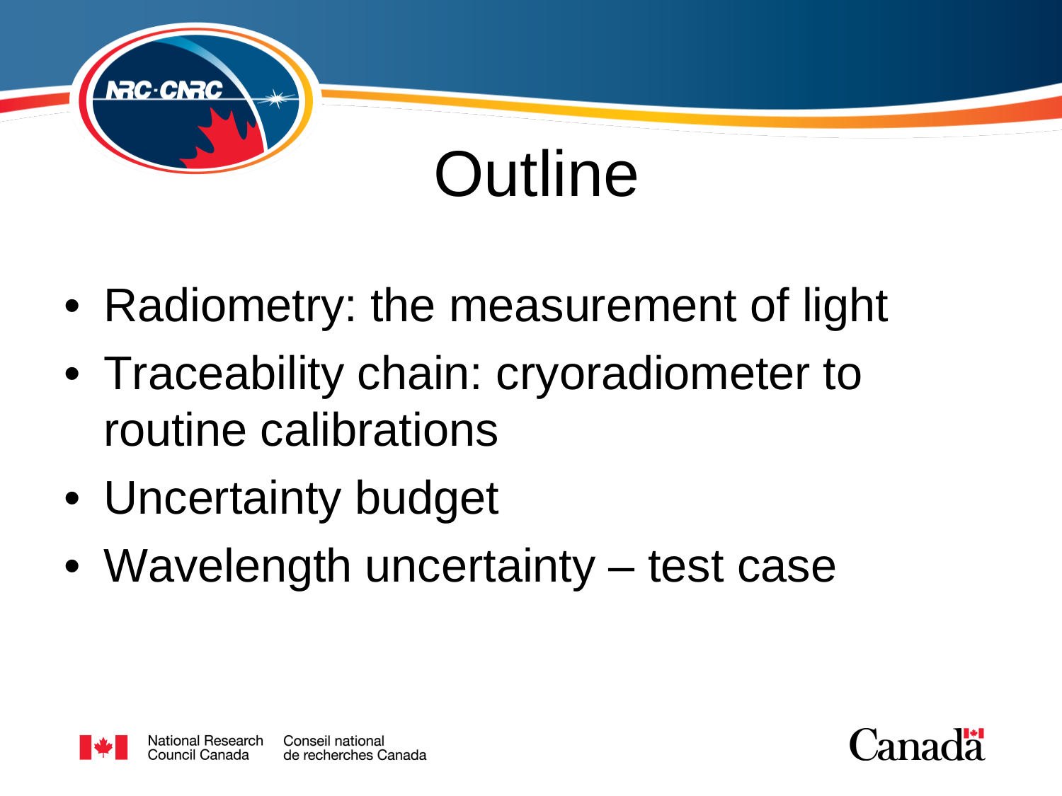# Outline

- Radiometry: the measurement of light
- Traceability chain: cryoradiometer to routine calibrations
- Uncertainty budget
- Wavelength uncertainty – test case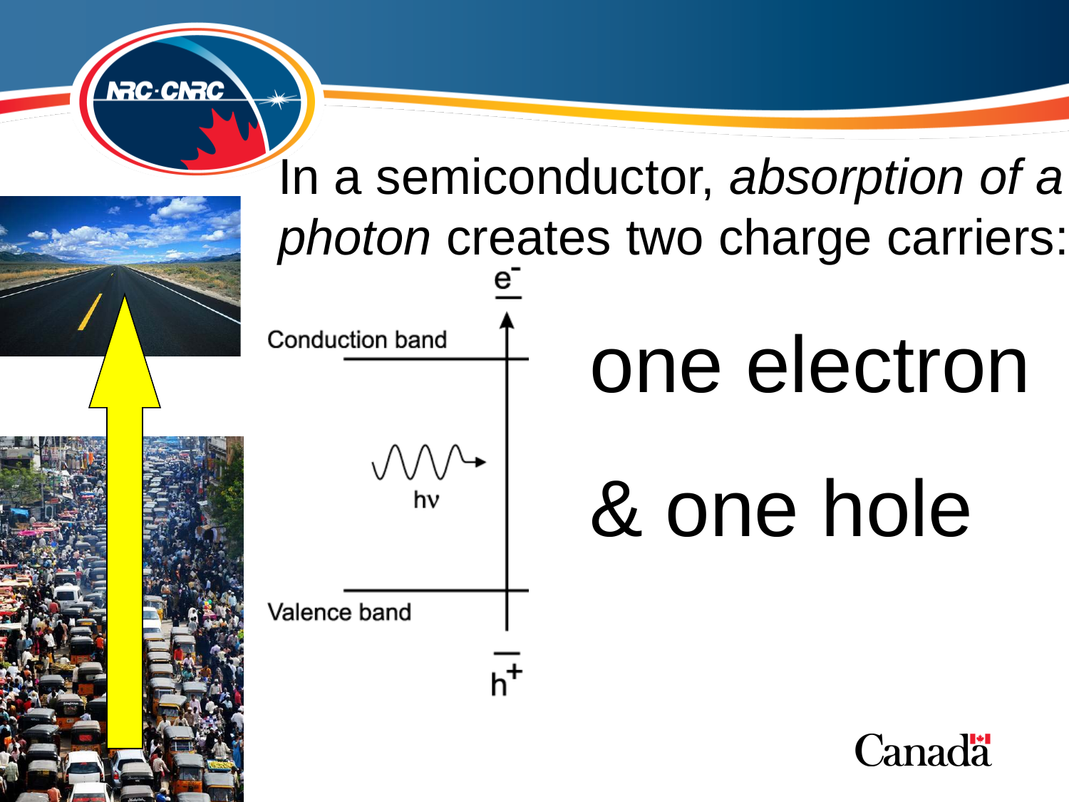In a semiconductor, *absorption of a photon* creates two charge carriers:

Conduction band

$e^-$

$h\nu$

Valence band

$h^+$

one electron

& one hole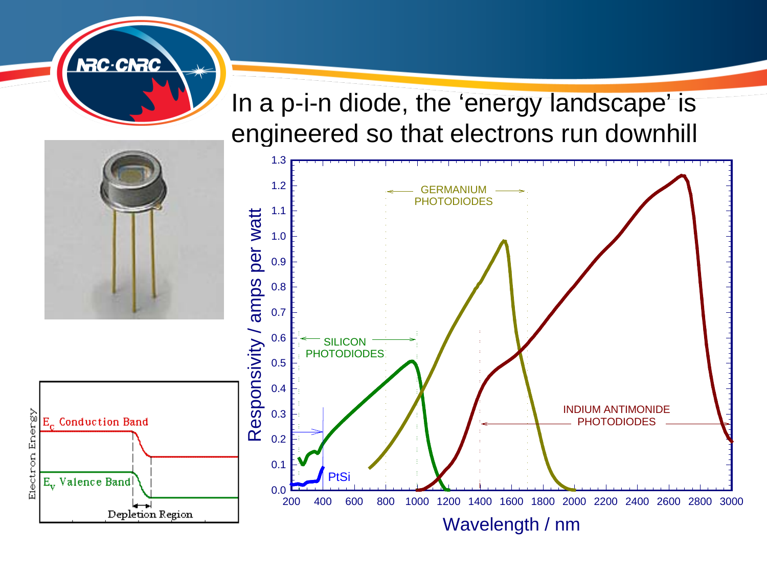# In a p-i-n diode, the 'energy landscape' is engineered so that electrons run downhill

Electron Energy

$E_C$ Conduction Band

$E_V$ Valence Band

Depletion Region

Responsivity / amps per watt

Wavelength / nm

SILICON PHOTODIODES

GERMANIUM PHOTODIODES

INDIUM ANTIMONIDE PHOTODIODES

PtSi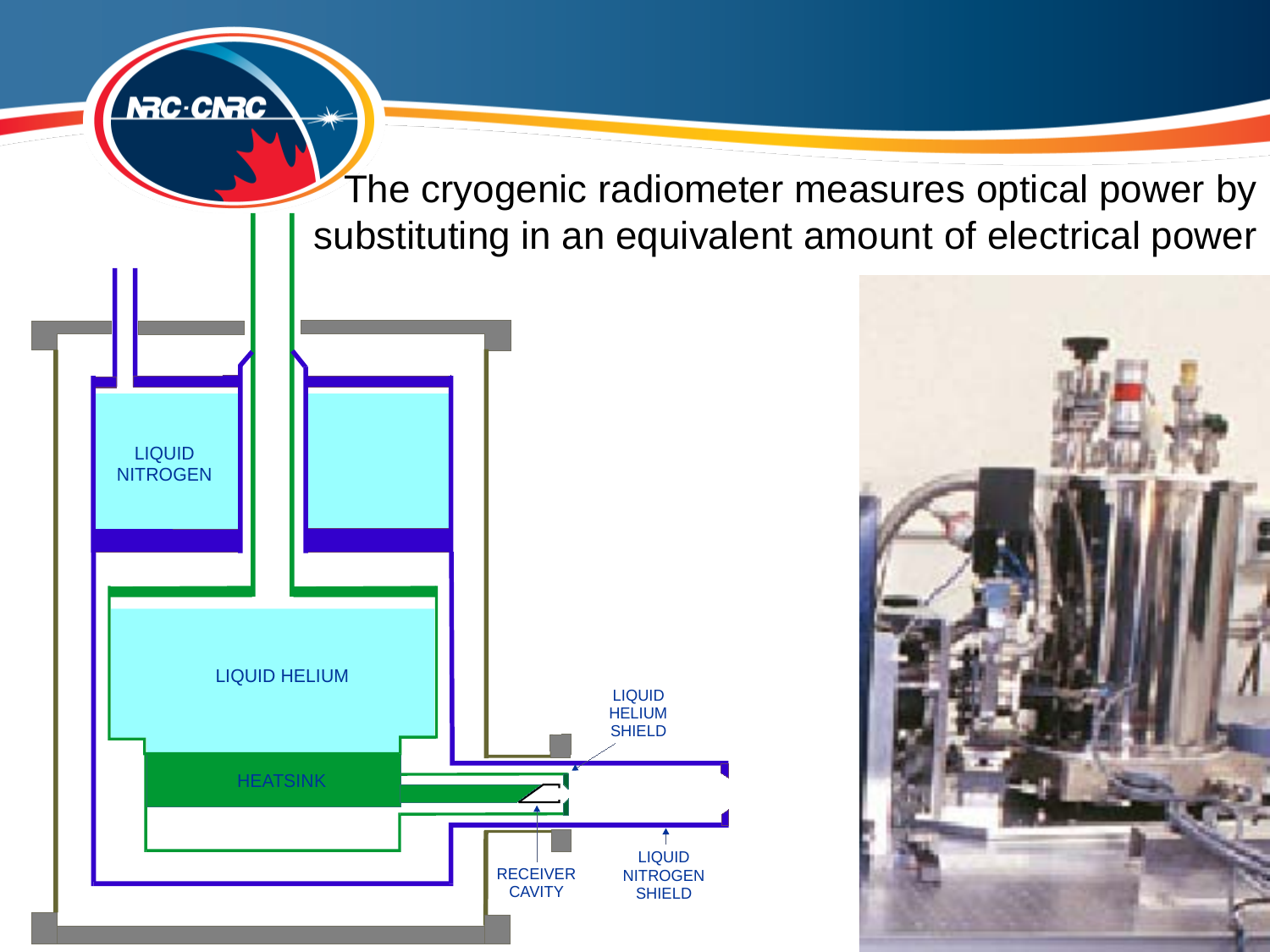# The cryogenic radiometer measures optical power by substituting in an equivalent amount of electrical power

LIQUID NITROGEN

LIQUID HELIUM

HEATSINK

LIQUID HELIUM SHIELD

RECEIVER CAVITY

LIQUID NITROGEN SHIELD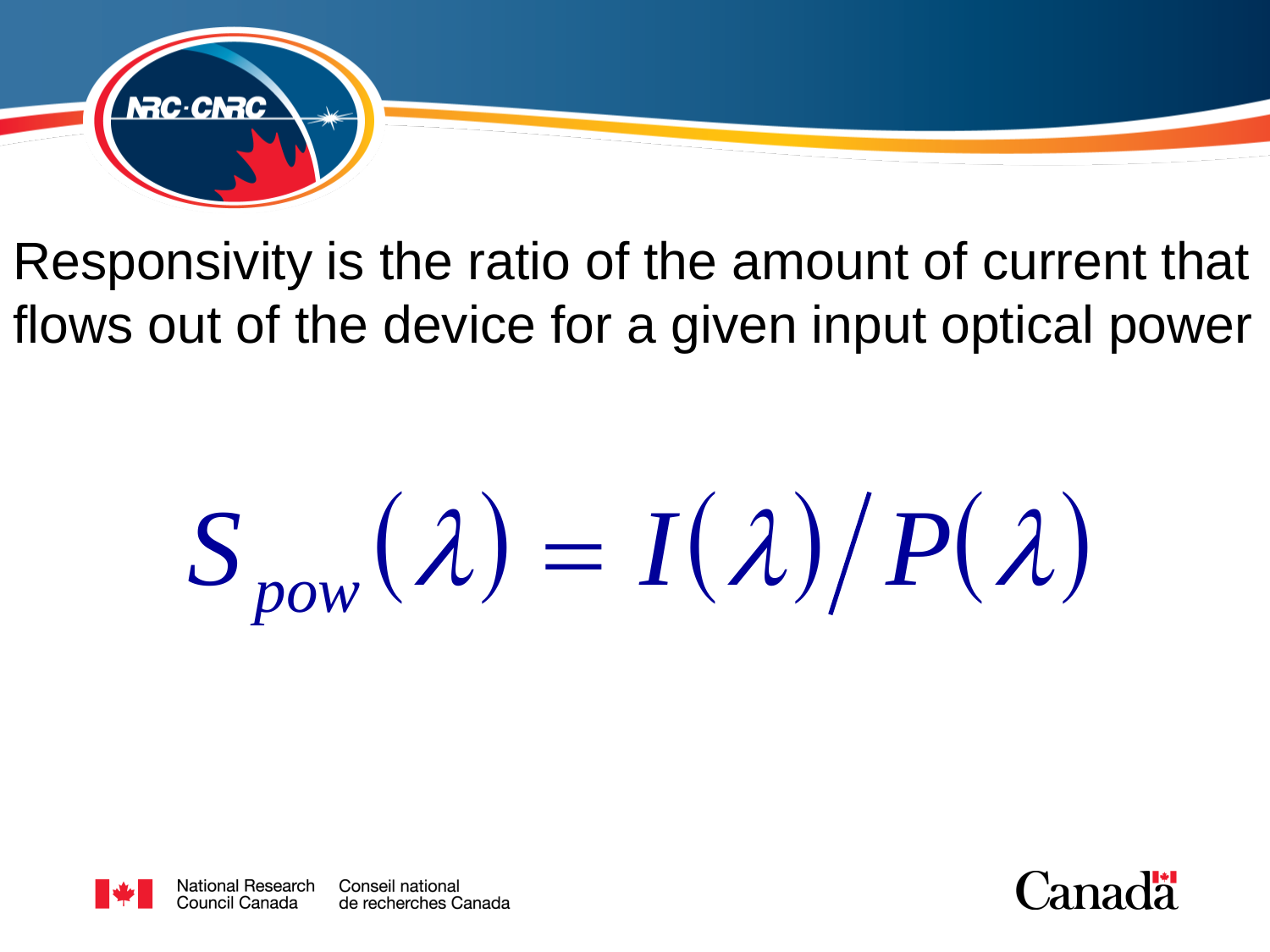Responsivity is the ratio of the amount of current that flows out of the device for a given input optical power

$$S_{pow}(\lambda) = I(\lambda)/P(\lambda)$$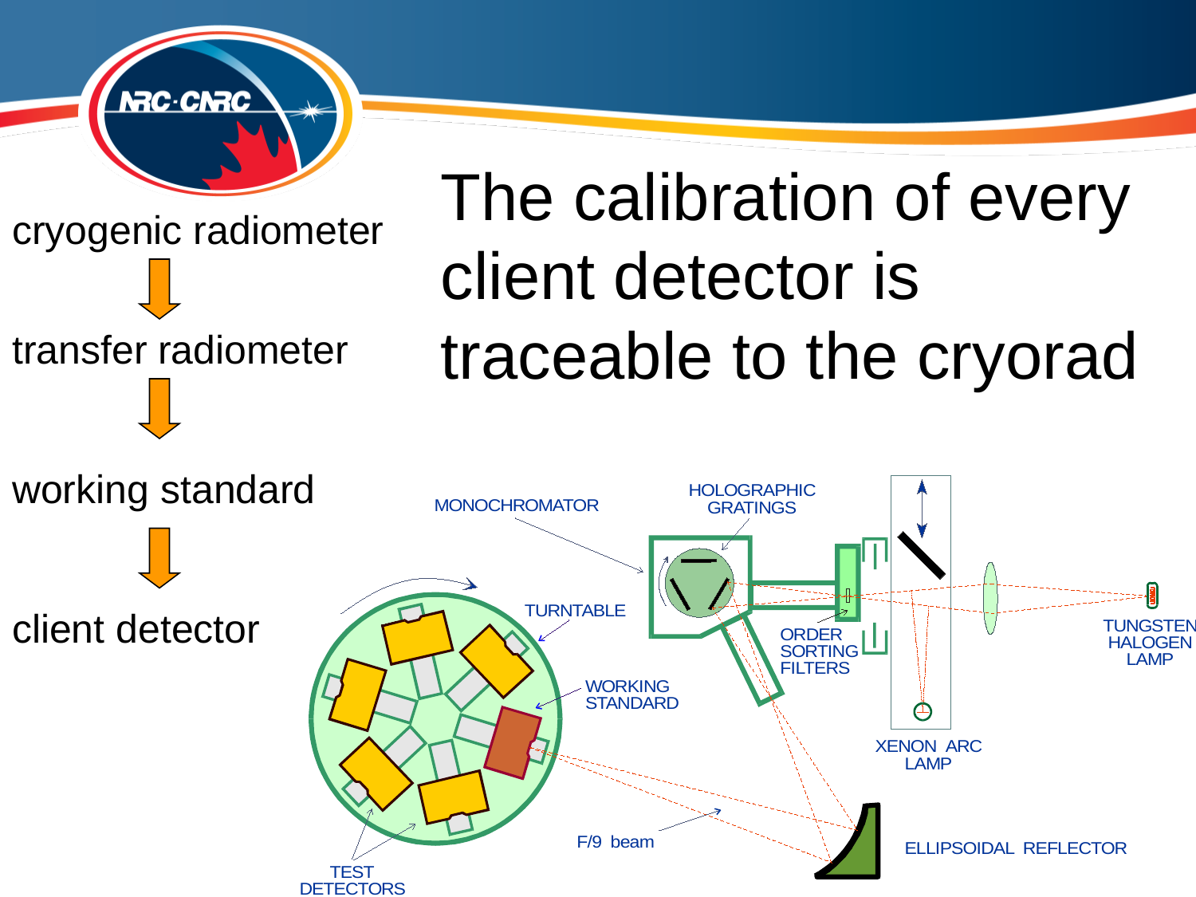# The calibration of every client detector is traceable to the cryorad

cryogenic radiometer

↓

transfer radiometer

↓

working standard

↓

client detector

MONOCHROMATOR

HOLOGRAPHIC GRATINGS

TURNTABLE

WORKING STANDARD

ORDER SORTING FILTERS

XENON ARC LAMP

TUNGSTEN HALOGEN LAMP

F/9 beam

ELLIPSOIDAL REFLECTOR

TEST DETECTORS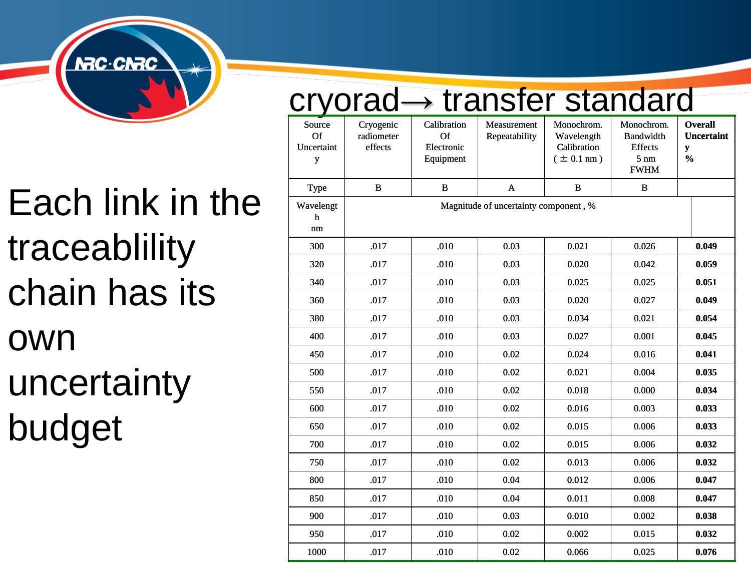# cryorad→ transfer standard

Each link in the traceablility chain has its own uncertainty budget

| Source Of Uncertainty | Cryogenic radiometer effects | Calibration Of Electronic Equipment | Measurement Repeatability | Monochrom. Wavelength Calibration (± 0.1 nm) | Monochrom. Bandwidth Effects 5 nm FWHM | **Overall Uncertainty %** |
|---|---|---|---|---|---|---|
| Type | B | B | A | B | B | |
| Wavelength nm | Magnitude of uncertainty component , % | | | | | |
| 300 | .017 | .010 | 0.03 | 0.021 | 0.026 | **0.049** |
| 320 | .017 | .010 | 0.03 | 0.020 | 0.042 | **0.059** |
| 340 | .017 | .010 | 0.03 | 0.025 | 0.025 | **0.051** |
| 360 | .017 | .010 | 0.03 | 0.020 | 0.027 | **0.049** |
| 380 | .017 | .010 | 0.03 | 0.034 | 0.021 | **0.054** |
| 400 | .017 | .010 | 0.03 | 0.027 | 0.001 | **0.045** |
| 450 | .017 | .010 | 0.02 | 0.024 | 0.016 | **0.041** |
| 500 | .017 | .010 | 0.02 | 0.021 | 0.004 | **0.035** |
| 550 | .017 | .010 | 0.02 | 0.018 | 0.000 | **0.034** |
| 600 | .017 | .010 | 0.02 | 0.016 | 0.003 | **0.033** |
| 650 | .017 | .010 | 0.02 | 0.015 | 0.006 | **0.033** |
| 700 | .017 | .010 | 0.02 | 0.015 | 0.006 | **0.032** |
| 750 | .017 | .010 | 0.02 | 0.013 | 0.006 | **0.032** |
| 800 | .017 | .010 | 0.04 | 0.012 | 0.006 | **0.047** |
| 850 | .017 | .010 | 0.04 | 0.011 | 0.008 | **0.047** |
| 900 | .017 | .010 | 0.03 | 0.010 | 0.002 | **0.038** |
| 950 | .017 | .010 | 0.02 | 0.002 | 0.015 | **0.032** |
| 1000 | .017 | .010 | 0.02 | 0.066 | 0.025 | **0.076** |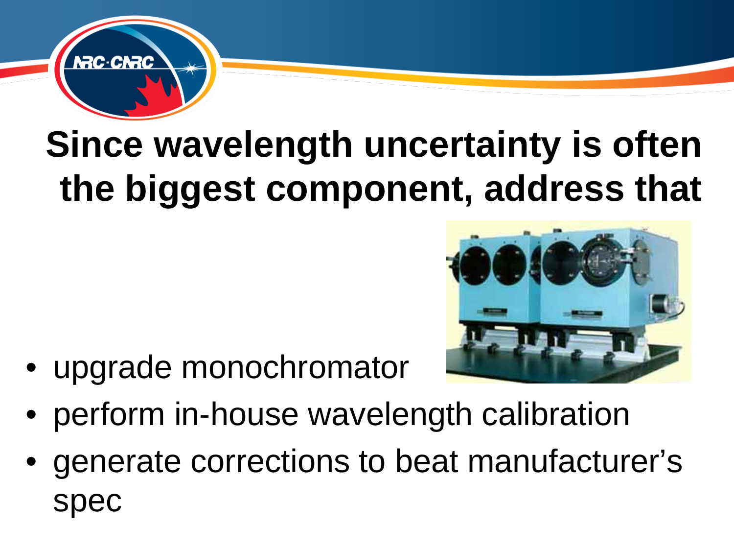# Since wavelength uncertainty is often the biggest component, address that

- upgrade monochromator
- perform in-house wavelength calibration
- generate corrections to beat manufacturer's spec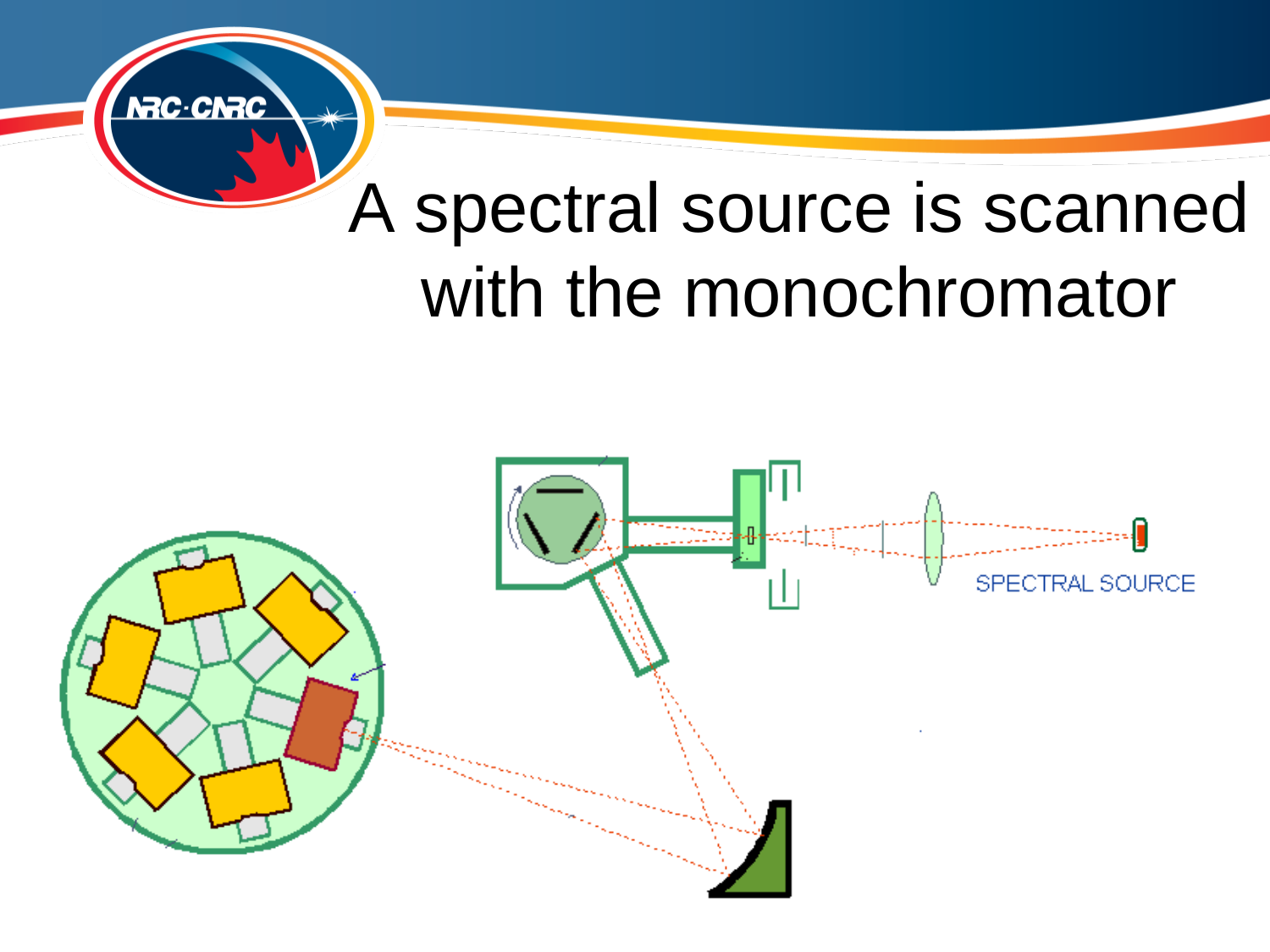# A spectral source is scanned with the monochromator

SPECTRAL SOURCE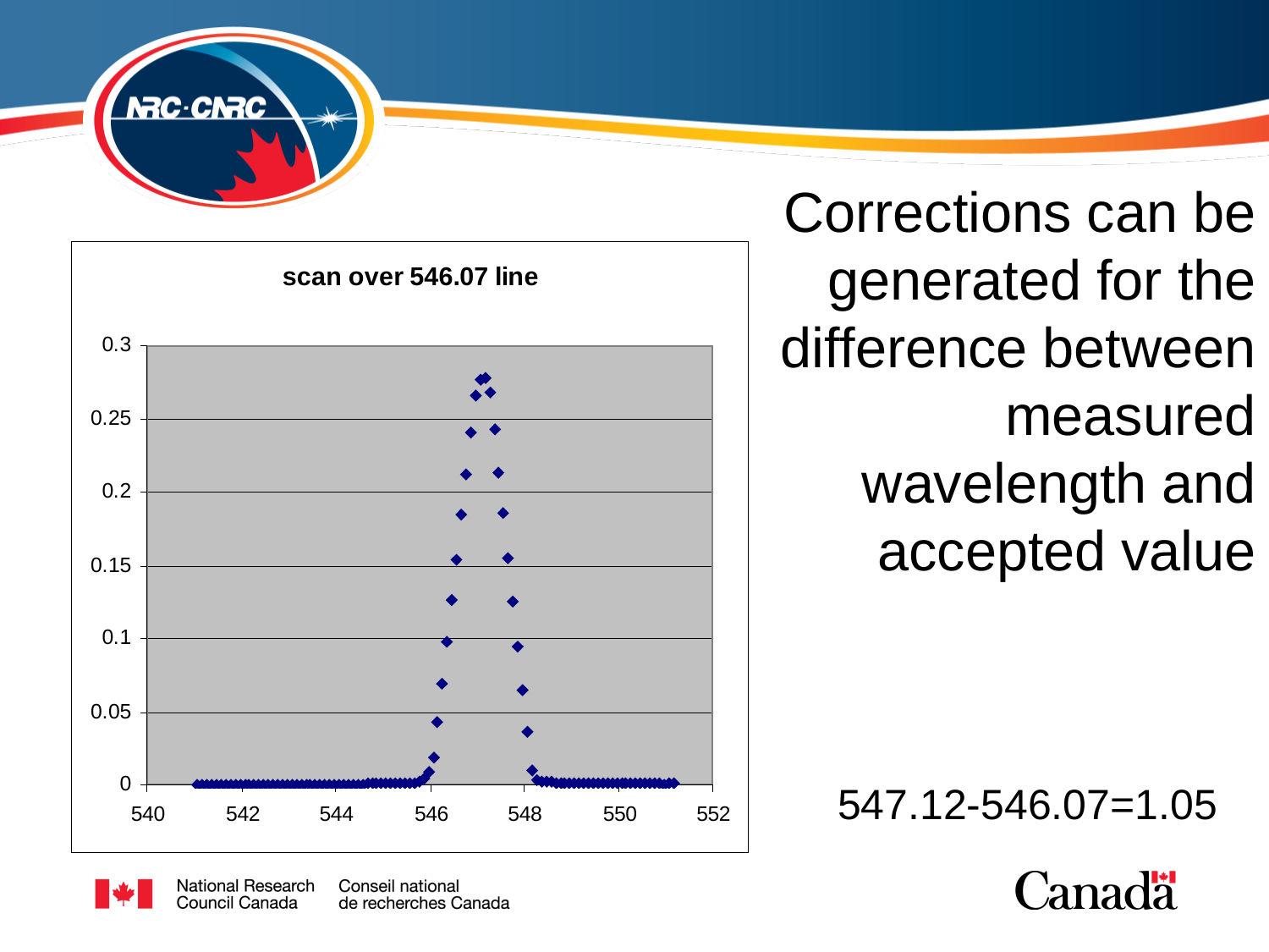Corrections can be generated for the difference between measured wavelength and accepted value

547.12-546.07=1.05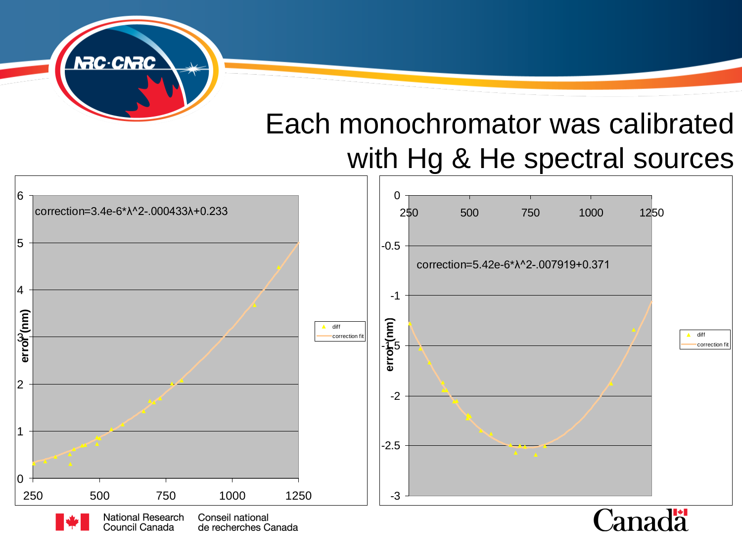# Each monochromator was calibrated with Hg & He spectral sources

correction=3.4e-6*λ^2-.000433λ+0.233

correction=5.42e-6*λ^2-.007919+0.371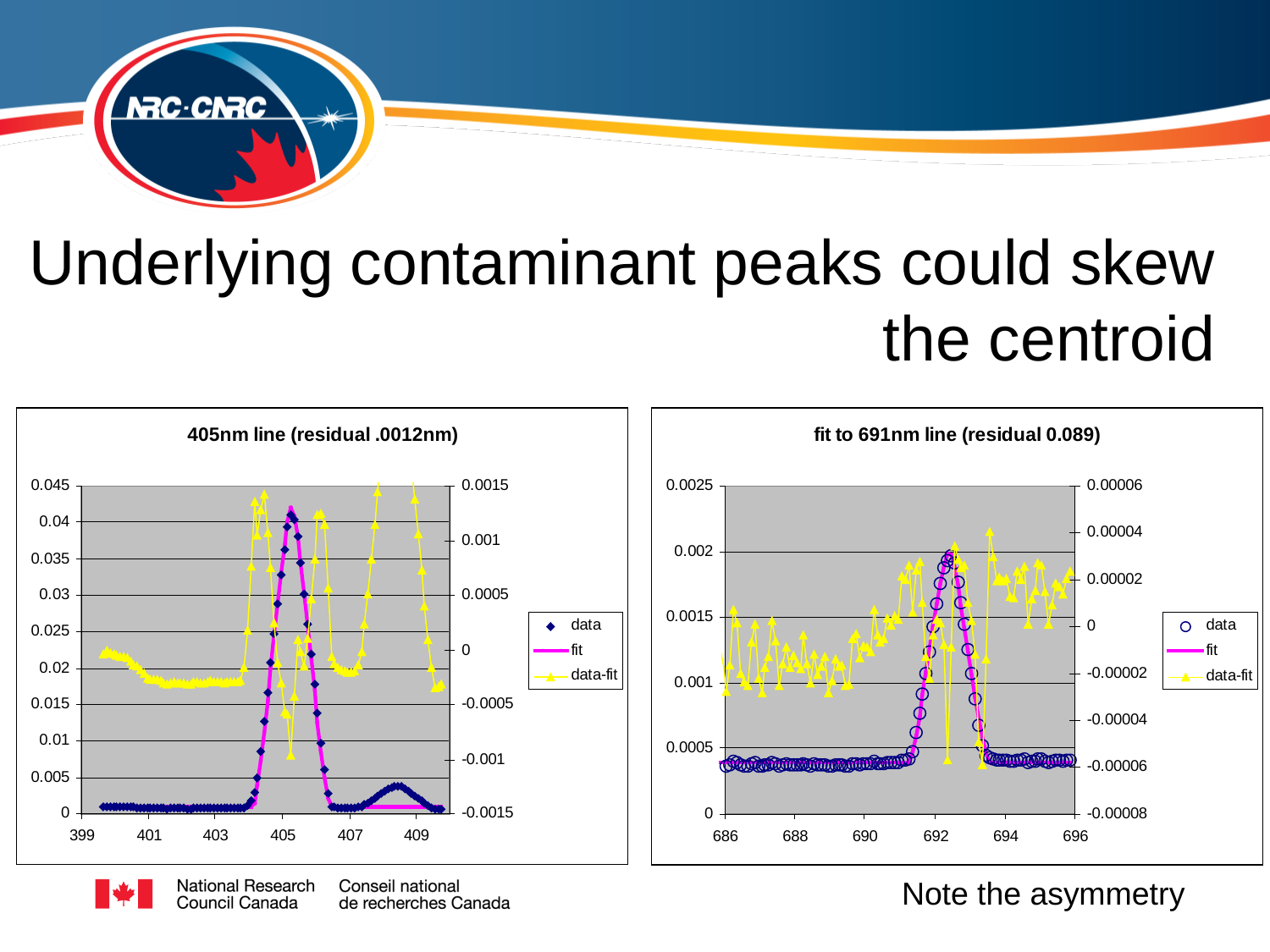# Underlying contaminant peaks could skew the centroid

**405nm line (residual .0012nm)**

**fit to 691nm line (residual 0.089)**

Note the asymmetry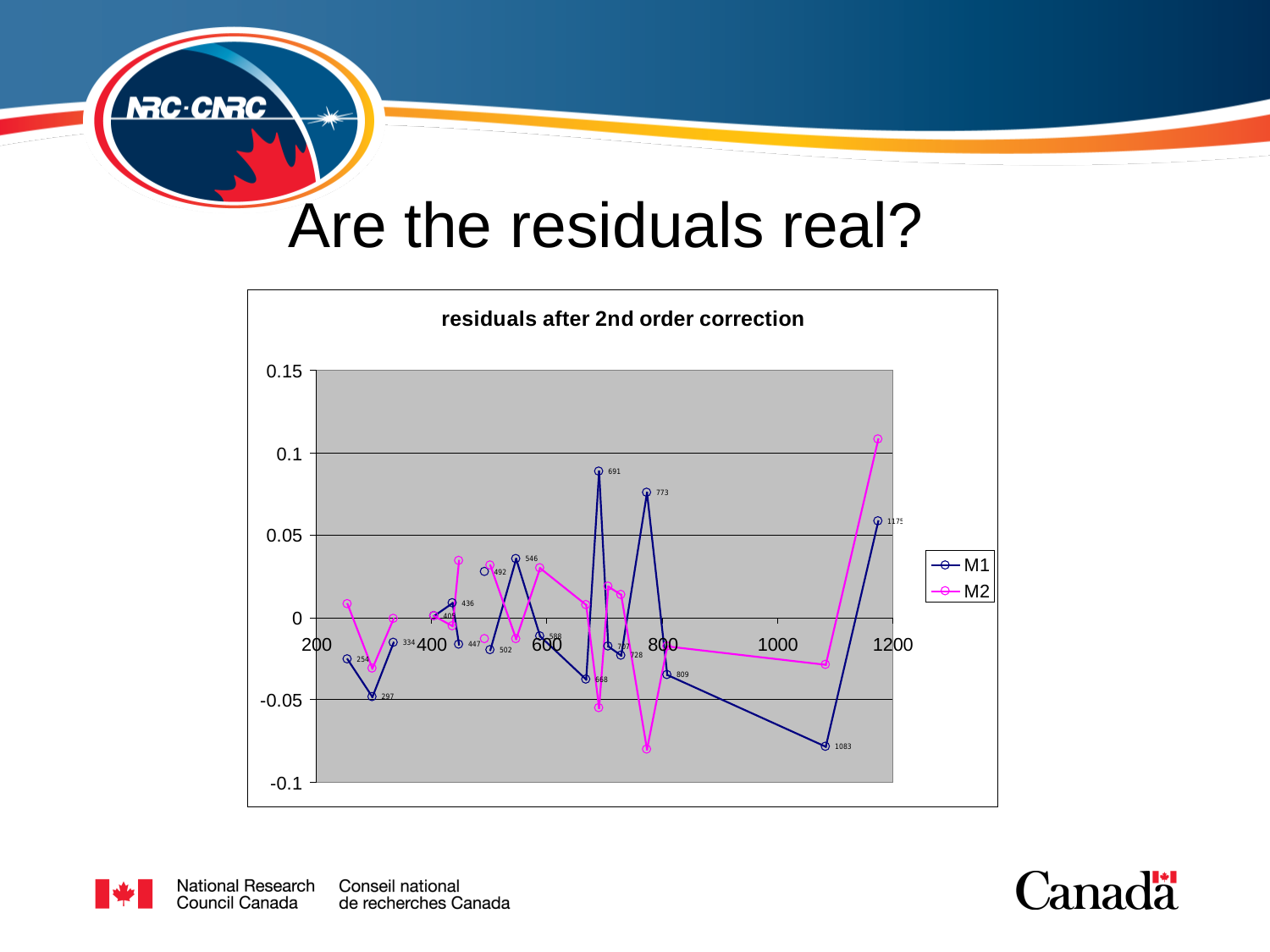# Are the residuals real?

**residuals after 2nd order correction**

Legend: M1, M2

X-axis: 200, 400, 600, 800, 1000, 1200

Y-axis: 0.15, 0.1, 0.05, 0, -0.05, -0.1

Point labels: 254, 297, 334, 405, 436, 447, 492, 502, 546, 588, 668, 691, 707, 728, 773, 809, 1083, 1175

National Research Council Canada

Conseil national de recherches Canada

Canada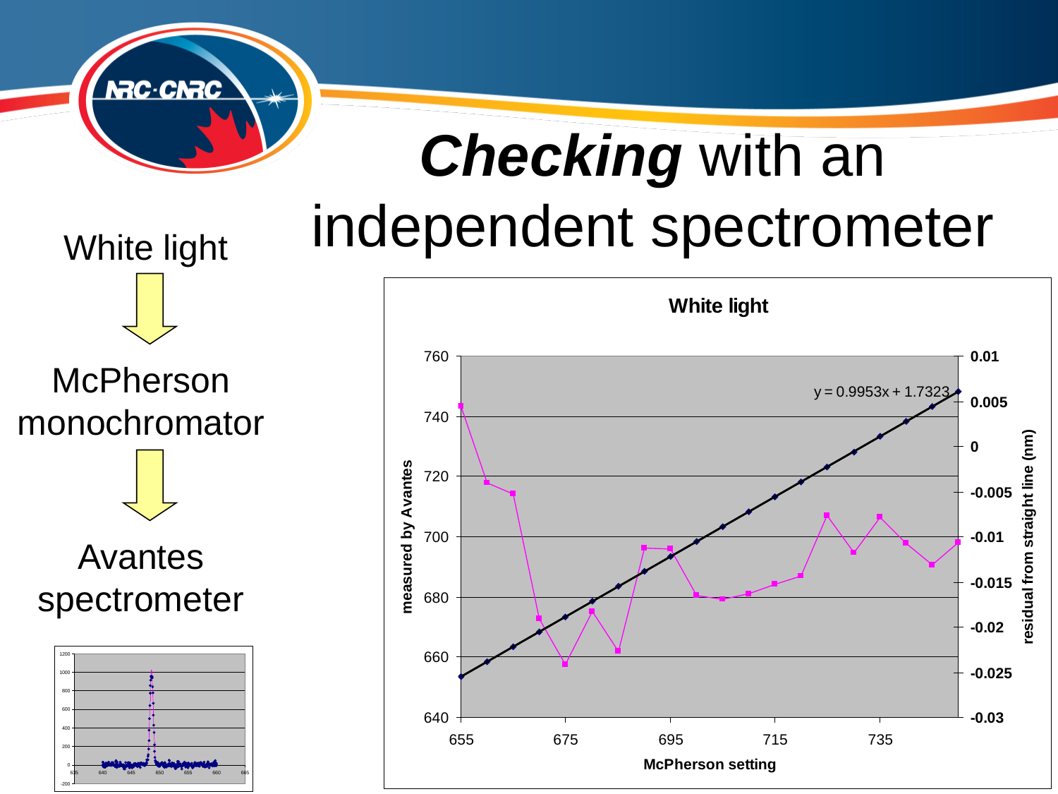# ***Checking*** with an independent spectrometer

White light

McPherson monochromator

Avantes spectrometer

**White light**

y = 0.9953x + 1.7323

**measured by Avantes**

**McPherson setting**

**residual from straight line (nm)**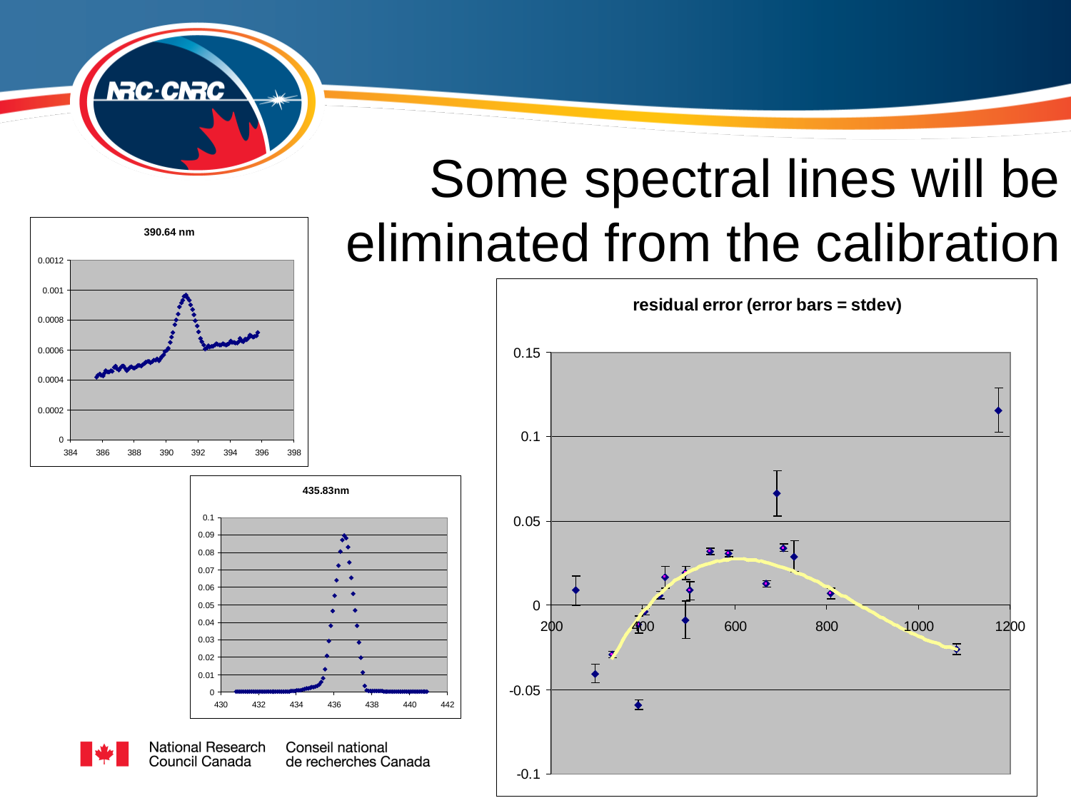# Some spectral lines will be eliminated from the calibration

**390.64 nm**

**435.83nm**

**residual error (error bars = stdev)**

National Research Council Canada

Conseil national de recherches Canada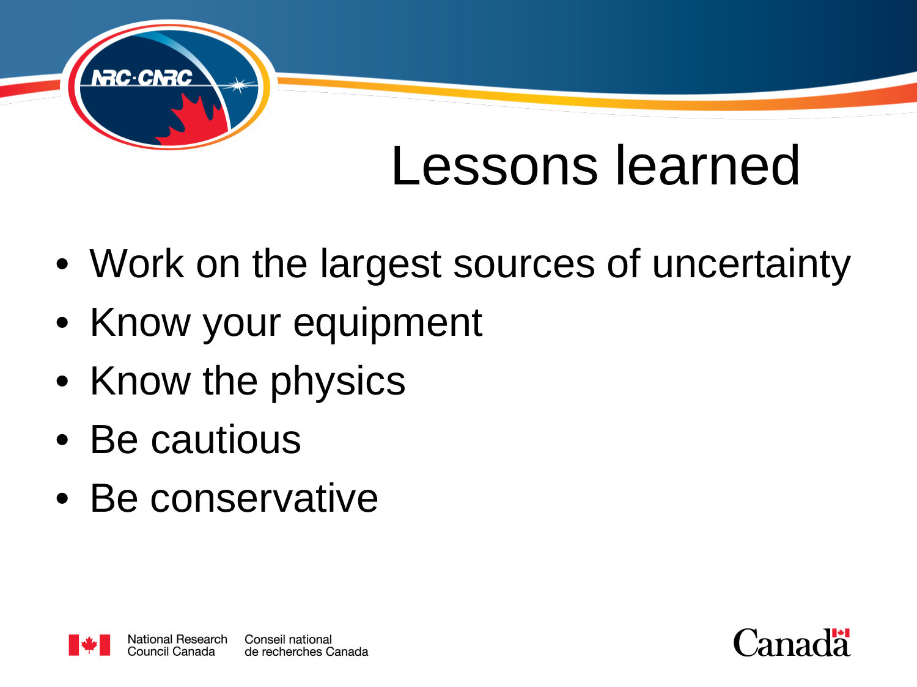# Lessons learned

- Work on the largest sources of uncertainty
- Know your equipment
- Know the physics
- Be cautious
- Be conservative